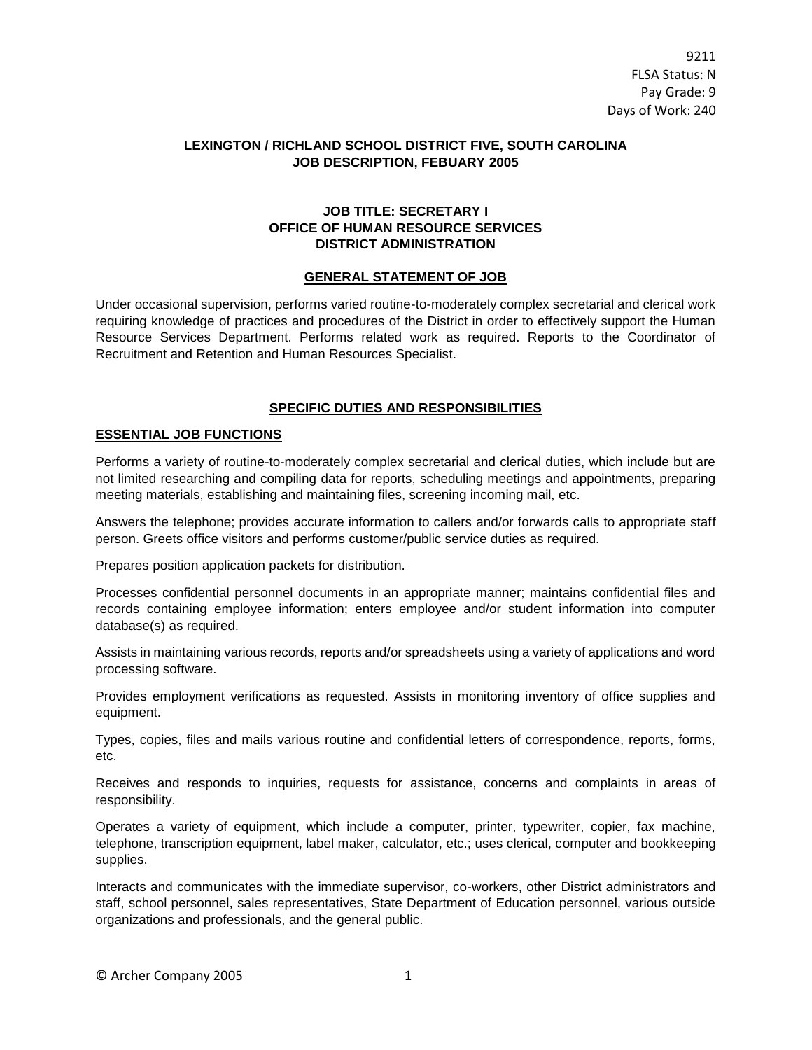9211
FLSA Status: N
Pay Grade: 9
Days of Work: 240

**LEXINGTON / RICHLAND SCHOOL DISTRICT FIVE, SOUTH CAROLINA**
**JOB DESCRIPTION, FEBUARY 2005**

**JOB TITLE: SECRETARY I**
**OFFICE OF HUMAN RESOURCE SERVICES**
**DISTRICT ADMINISTRATION**

## GENERAL STATEMENT OF JOB

Under occasional supervision, performs varied routine-to-moderately complex secretarial and clerical work requiring knowledge of practices and procedures of the District in order to effectively support the Human Resource Services Department. Performs related work as required. Reports to the Coordinator of Recruitment and Retention and Human Resources Specialist.

## SPECIFIC DUTIES AND RESPONSIBILITIES

### ESSENTIAL JOB FUNCTIONS

Performs a variety of routine-to-moderately complex secretarial and clerical duties, which include but are not limited researching and compiling data for reports, scheduling meetings and appointments, preparing meeting materials, establishing and maintaining files, screening incoming mail, etc.

Answers the telephone; provides accurate information to callers and/or forwards calls to appropriate staff person. Greets office visitors and performs customer/public service duties as required.

Prepares position application packets for distribution.

Processes confidential personnel documents in an appropriate manner; maintains confidential files and records containing employee information; enters employee and/or student information into computer database(s) as required.

Assists in maintaining various records, reports and/or spreadsheets using a variety of applications and word processing software.

Provides employment verifications as requested. Assists in monitoring inventory of office supplies and equipment.

Types, copies, files and mails various routine and confidential letters of correspondence, reports, forms, etc.

Receives and responds to inquiries, requests for assistance, concerns and complaints in areas of responsibility.

Operates a variety of equipment, which include a computer, printer, typewriter, copier, fax machine, telephone, transcription equipment, label maker, calculator, etc.; uses clerical, computer and bookkeeping supplies.

Interacts and communicates with the immediate supervisor, co-workers, other District administrators and staff, school personnel, sales representatives, State Department of Education personnel, various outside organizations and professionals, and the general public.

© Archer Company 2005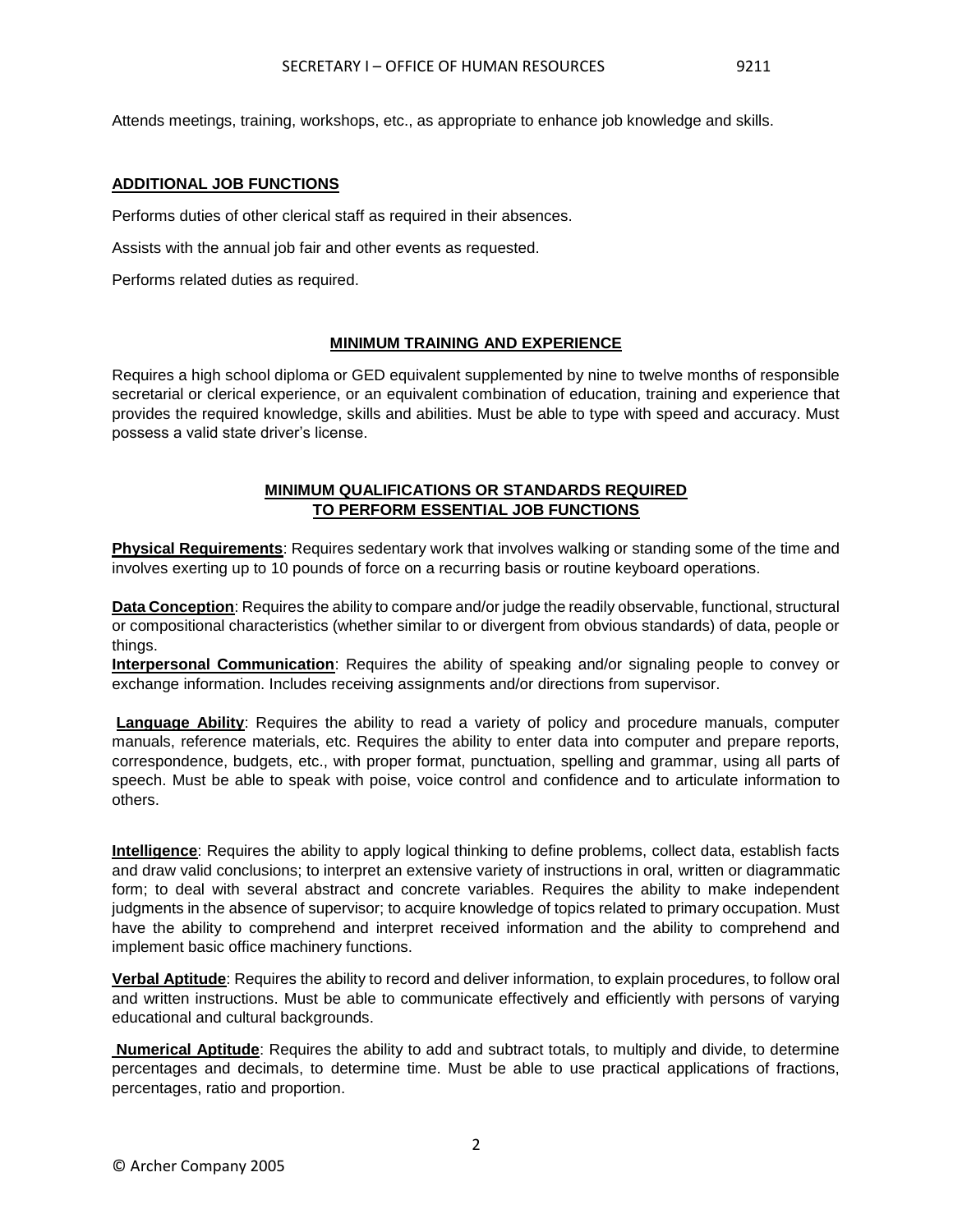Attends meetings, training, workshops, etc., as appropriate to enhance job knowledge and skills.

## ADDITIONAL JOB FUNCTIONS

Performs duties of other clerical staff as required in their absences.

Assists with the annual job fair and other events as requested.

Performs related duties as required.

## MINIMUM TRAINING AND EXPERIENCE

Requires a high school diploma or GED equivalent supplemented by nine to twelve months of responsible secretarial or clerical experience, or an equivalent combination of education, training and experience that provides the required knowledge, skills and abilities. Must be able to type with speed and accuracy. Must possess a valid state driver's license.

## MINIMUM QUALIFICATIONS OR STANDARDS REQUIRED TO PERFORM ESSENTIAL JOB FUNCTIONS

**Physical Requirements**: Requires sedentary work that involves walking or standing some of the time and involves exerting up to 10 pounds of force on a recurring basis or routine keyboard operations.

**Data Conception**: Requires the ability to compare and/or judge the readily observable, functional, structural or compositional characteristics (whether similar to or divergent from obvious standards) of data, people or things.

**Interpersonal Communication**: Requires the ability of speaking and/or signaling people to convey or exchange information. Includes receiving assignments and/or directions from supervisor.

**Language Ability**: Requires the ability to read a variety of policy and procedure manuals, computer manuals, reference materials, etc. Requires the ability to enter data into computer and prepare reports, correspondence, budgets, etc., with proper format, punctuation, spelling and grammar, using all parts of speech. Must be able to speak with poise, voice control and confidence and to articulate information to others.

**Intelligence**: Requires the ability to apply logical thinking to define problems, collect data, establish facts and draw valid conclusions; to interpret an extensive variety of instructions in oral, written or diagrammatic form; to deal with several abstract and concrete variables. Requires the ability to make independent judgments in the absence of supervisor; to acquire knowledge of topics related to primary occupation. Must have the ability to comprehend and interpret received information and the ability to comprehend and implement basic office machinery functions.

**Verbal Aptitude**: Requires the ability to record and deliver information, to explain procedures, to follow oral and written instructions. Must be able to communicate effectively and efficiently with persons of varying educational and cultural backgrounds.

**Numerical Aptitude**: Requires the ability to add and subtract totals, to multiply and divide, to determine percentages and decimals, to determine time. Must be able to use practical applications of fractions, percentages, ratio and proportion.

© Archer Company 2005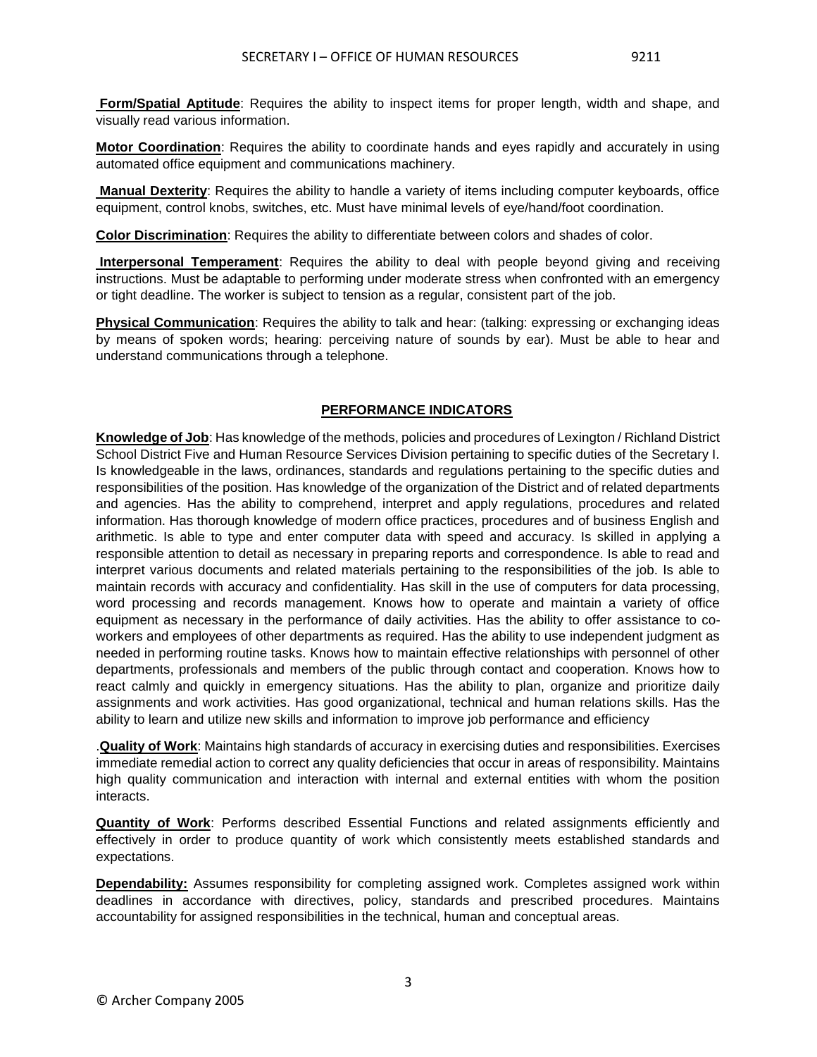**Form/Spatial Aptitude**: Requires the ability to inspect items for proper length, width and shape, and visually read various information.

**Motor Coordination**: Requires the ability to coordinate hands and eyes rapidly and accurately in using automated office equipment and communications machinery.

**Manual Dexterity**: Requires the ability to handle a variety of items including computer keyboards, office equipment, control knobs, switches, etc. Must have minimal levels of eye/hand/foot coordination.

**Color Discrimination**: Requires the ability to differentiate between colors and shades of color.

**Interpersonal Temperament**: Requires the ability to deal with people beyond giving and receiving instructions. Must be adaptable to performing under moderate stress when confronted with an emergency or tight deadline. The worker is subject to tension as a regular, consistent part of the job.

**Physical Communication**: Requires the ability to talk and hear: (talking: expressing or exchanging ideas by means of spoken words; hearing: perceiving nature of sounds by ear). Must be able to hear and understand communications through a telephone.

## PERFORMANCE INDICATORS

**Knowledge of Job**: Has knowledge of the methods, policies and procedures of Lexington / Richland District School District Five and Human Resource Services Division pertaining to specific duties of the Secretary I. Is knowledgeable in the laws, ordinances, standards and regulations pertaining to the specific duties and responsibilities of the position. Has knowledge of the organization of the District and of related departments and agencies. Has the ability to comprehend, interpret and apply regulations, procedures and related information. Has thorough knowledge of modern office practices, procedures and of business English and arithmetic. Is able to type and enter computer data with speed and accuracy. Is skilled in applying a responsible attention to detail as necessary in preparing reports and correspondence. Is able to read and interpret various documents and related materials pertaining to the responsibilities of the job. Is able to maintain records with accuracy and confidentiality. Has skill in the use of computers for data processing, word processing and records management. Knows how to operate and maintain a variety of office equipment as necessary in the performance of daily activities. Has the ability to offer assistance to co-workers and employees of other departments as required. Has the ability to use independent judgment as needed in performing routine tasks. Knows how to maintain effective relationships with personnel of other departments, professionals and members of the public through contact and cooperation. Knows how to react calmly and quickly in emergency situations. Has the ability to plan, organize and prioritize daily assignments and work activities. Has good organizational, technical and human relations skills. Has the ability to learn and utilize new skills and information to improve job performance and efficiency

.**Quality of Work**: Maintains high standards of accuracy in exercising duties and responsibilities. Exercises immediate remedial action to correct any quality deficiencies that occur in areas of responsibility. Maintains high quality communication and interaction with internal and external entities with whom the position interacts.

**Quantity of Work**: Performs described Essential Functions and related assignments efficiently and effectively in order to produce quantity of work which consistently meets established standards and expectations.

**Dependability:** Assumes responsibility for completing assigned work. Completes assigned work within deadlines in accordance with directives, policy, standards and prescribed procedures. Maintains accountability for assigned responsibilities in the technical, human and conceptual areas.

© Archer Company 2005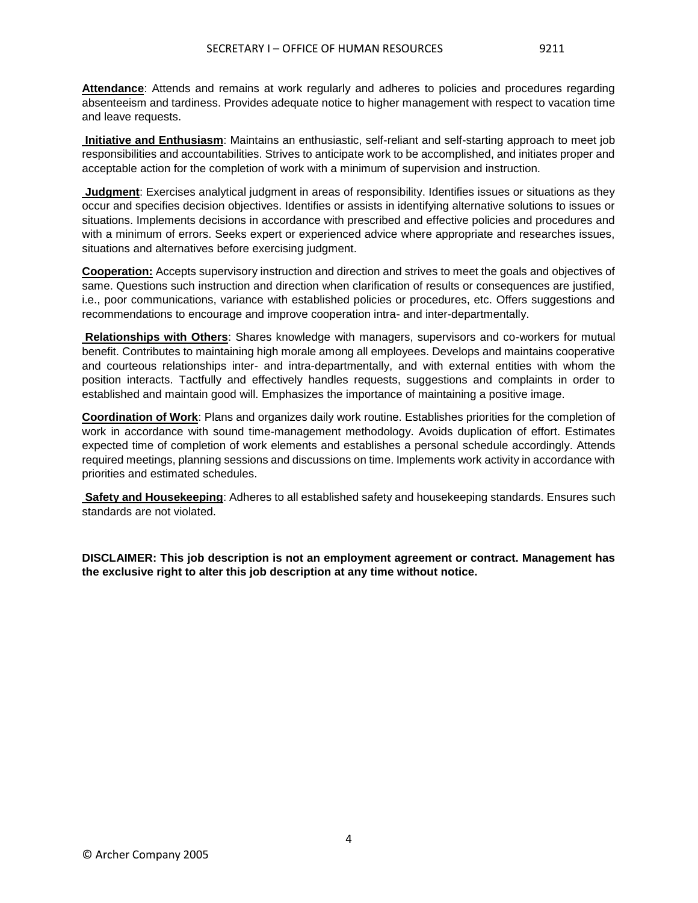**Attendance**: Attends and remains at work regularly and adheres to policies and procedures regarding absenteeism and tardiness. Provides adequate notice to higher management with respect to vacation time and leave requests.

**Initiative and Enthusiasm**: Maintains an enthusiastic, self-reliant and self-starting approach to meet job responsibilities and accountabilities. Strives to anticipate work to be accomplished, and initiates proper and acceptable action for the completion of work with a minimum of supervision and instruction.

**Judgment**: Exercises analytical judgment in areas of responsibility. Identifies issues or situations as they occur and specifies decision objectives. Identifies or assists in identifying alternative solutions to issues or situations. Implements decisions in accordance with prescribed and effective policies and procedures and with a minimum of errors. Seeks expert or experienced advice where appropriate and researches issues, situations and alternatives before exercising judgment.

**Cooperation:** Accepts supervisory instruction and direction and strives to meet the goals and objectives of same. Questions such instruction and direction when clarification of results or consequences are justified, i.e., poor communications, variance with established policies or procedures, etc. Offers suggestions and recommendations to encourage and improve cooperation intra- and inter-departmentally.

**Relationships with Others**: Shares knowledge with managers, supervisors and co-workers for mutual benefit. Contributes to maintaining high morale among all employees. Develops and maintains cooperative and courteous relationships inter- and intra-departmentally, and with external entities with whom the position interacts. Tactfully and effectively handles requests, suggestions and complaints in order to established and maintain good will. Emphasizes the importance of maintaining a positive image.

**Coordination of Work**: Plans and organizes daily work routine. Establishes priorities for the completion of work in accordance with sound time-management methodology. Avoids duplication of effort. Estimates expected time of completion of work elements and establishes a personal schedule accordingly. Attends required meetings, planning sessions and discussions on time. Implements work activity in accordance with priorities and estimated schedules.

**Safety and Housekeeping**: Adheres to all established safety and housekeeping standards. Ensures such standards are not violated.

**DISCLAIMER: This job description is not an employment agreement or contract. Management has the exclusive right to alter this job description at any time without notice.**